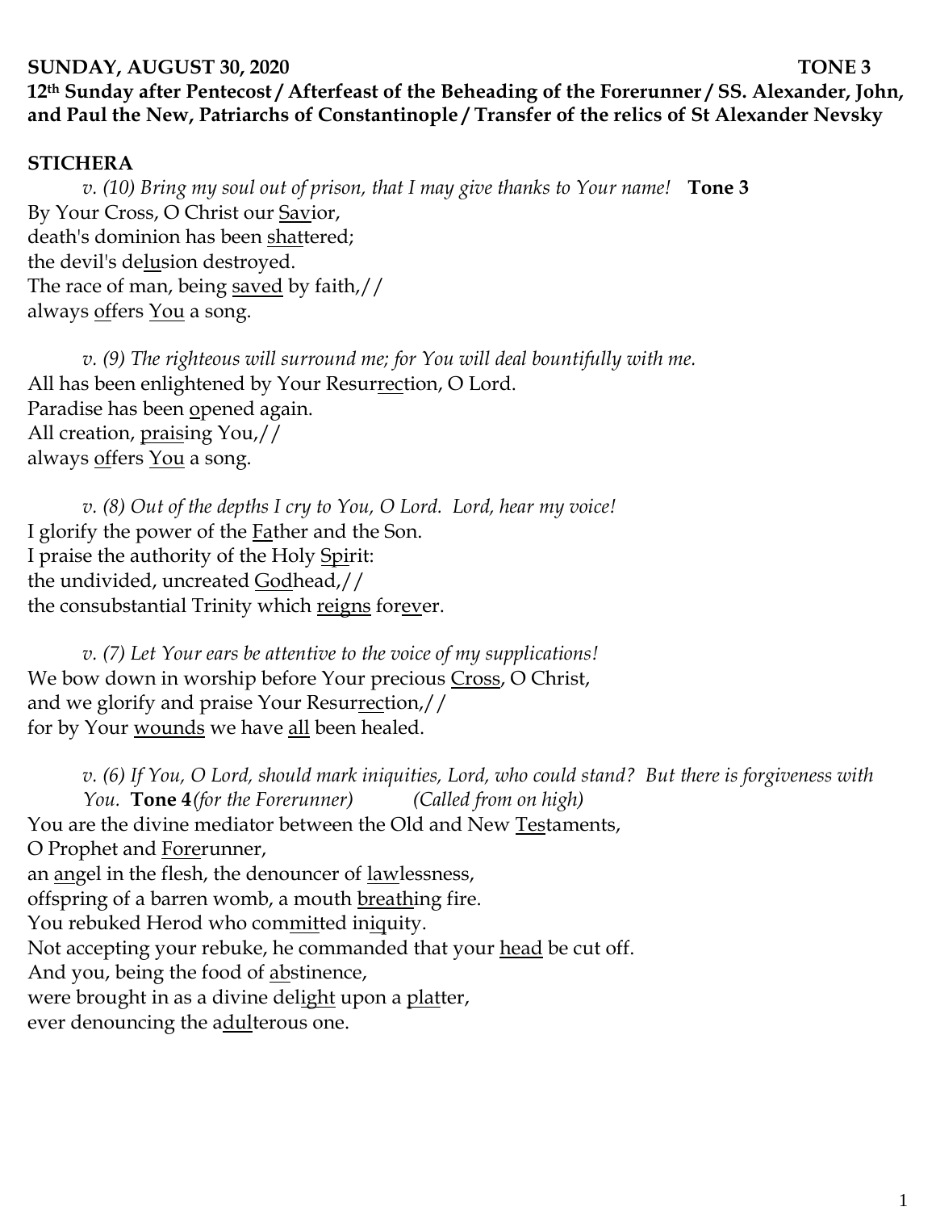**SUNDAY, AUGUST 30, 2020 TONE 3**

**12th Sunday after Pentecost / Afterfeast of the Beheading of the Forerunner / SS. Alexander, John, and Paul the New, Patriarchs of Constantinople / Transfer of the relics of St Alexander Nevsky**

**STICHERA**

*v. (10) Bring my soul out of prison, that I may give thanks to Your name!* **Tone 3**

By Your Cross, O Christ our Savior,
death's dominion has been shattered;
the devil's delusion destroyed.
The race of man, being saved by faith,//
always offers You a song.

*v. (9) The righteous will surround me; for You will deal bountifully with me.*

All has been enlightened by Your Resurrection, O Lord.
Paradise has been opened again.
All creation, praising You,//
always offers You a song.

*v. (8) Out of the depths I cry to You, O Lord. Lord, hear my voice!*

I glorify the power of the Father and the Son.
I praise the authority of the Holy Spirit:
the undivided, uncreated Godhead,//
the consubstantial Trinity which reigns forever.

*v. (7) Let Your ears be attentive to the voice of my supplications!*

We bow down in worship before Your precious Cross, O Christ,
and we glorify and praise Your Resurrection,//
for by Your wounds we have all been healed.

*v. (6) If You, O Lord, should mark iniquities, Lord, who could stand? But there is forgiveness with You.* **Tone 4** *(for the Forerunner)* *(Called from on high)*

You are the divine mediator between the Old and New Testaments,
O Prophet and Forerunner,
an angel in the flesh, the denouncer of lawlessness,
offspring of a barren womb, a mouth breathing fire.
You rebuked Herod who committed iniquity.
Not accepting your rebuke, he commanded that your head be cut off.
And you, being the food of abstinence,
were brought in as a divine delight upon a platter,
ever denouncing the adulterous one.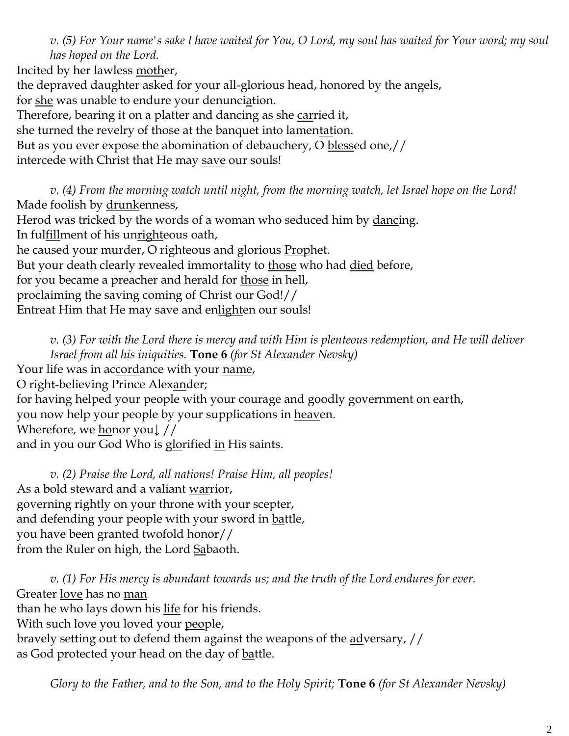*v. (5) For Your name's sake I have waited for You, O Lord, my soul has waited for Your word; my soul has hoped on the Lord.*

Incited by her lawless <u>moth</u>er,
the depraved daughter asked for your all-glorious head, honored by the <u>an</u>gels,
for <u>she</u> was unable to endure your denunci<u>a</u>tion.
Therefore, bearing it on a platter and dancing as she <u>car</u>ried it,
she turned the revelry of those at the banquet into lamen<u>tat</u>ion.
But as you ever expose the abomination of debauchery, O <u>bless</u>ed one,//
intercede with Christ that He may <u>save</u> our souls!

*v. (4) From the morning watch until night, from the morning watch, let Israel hope on the Lord!*

Made foolish by <u>drunk</u>enness,
Herod was tricked by the words of a woman who seduced him by <u>danc</u>ing.
In ful<u>fill</u>ment of his un<u>right</u>eous oath,
he caused your murder, O righteous and glorious <u>Proph</u>et.
But your death clearly revealed immortality to <u>those</u> who had <u>died</u> before,
for you became a preacher and herald for <u>those</u> in hell,
proclaiming the saving coming of <u>Christ</u> our God!//
Entreat Him that He may save and en<u>light</u>en our souls!

*v. (3) For with the Lord there is mercy and with Him is plenteous redemption, and He will deliver Israel from all his iniquities.* **Tone 6** *(for St Alexander Nevsky)*

Your life was in ac<u>cord</u>ance with your <u>name</u>,
O right-believing Prince Alex<u>an</u>der;
for having helped your people with your courage and goodly <u>gov</u>ernment on earth,
you now help your people by your supplications in <u>heav</u>en.
Wherefore, we <u>ho</u>nor you↓ //
and in you our God Who is <u>glo</u>rified <u>in</u> His saints.

*v. (2) Praise the Lord, all nations! Praise Him, all peoples!*

As a bold steward and a valiant <u>war</u>rior,
governing rightly on your throne with your <u>sce</u>pter,
and defending your people with your sword in <u>ba</u>ttle,
you have been granted twofold <u>ho</u>nor//
from the Ruler on high, the Lord <u>Sa</u>baoth.

*v. (1) For His mercy is abundant towards us; and the truth of the Lord endures for ever.*

Greater <u>love</u> has no <u>man</u>
than he who lays down his <u>life</u> for his friends.
With such love you loved your <u>peo</u>ple,
bravely setting out to defend them against the weapons of the <u>ad</u>versary, //
as God protected your head on the day of <u>ba</u>ttle.

*Glory to the Father, and to the Son, and to the Holy Spirit;* **Tone 6** *(for St Alexander Nevsky)*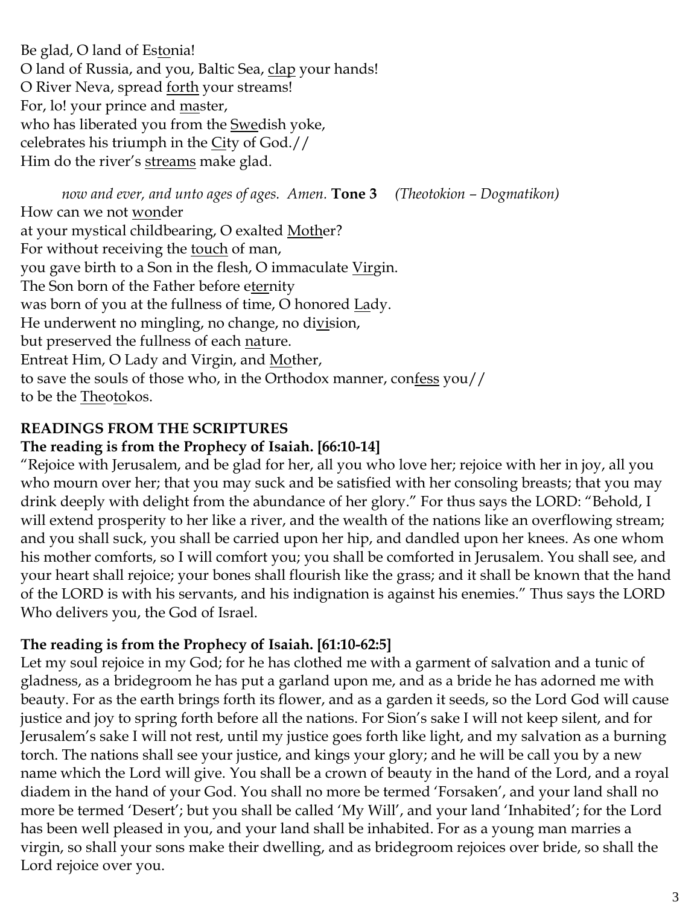Be glad, O land of Es<u>to</u>nia!  
O land of Russia, and you, Baltic Sea, <u>clap</u> your hands!  
O River Neva, spread <u>forth</u> your streams!  
For, lo! your prince and <u>ma</u>ster,  
who has liberated you from the <u>Swe</u>dish yoke,  
celebrates his triumph in the <u>Ci</u>ty of God.//  
Him do the river's <u>streams</u> make glad.

*now and ever, and unto ages of ages. Amen.* **Tone 3** *(Theotokion – Dogmatikon)*  
How can we not <u>won</u>der  
at your mystical childbearing, O exalted <u>Moth</u>er?  
For without receiving the <u>touch</u> of man,  
you gave birth to a Son in the flesh, O immaculate <u>Vir</u>gin.  
The Son born of the Father before e<u>ter</u>nity  
was born of you at the fullness of time, O honored <u>La</u>dy.  
He underwent no mingling, no change, no di<u>vi</u>sion,  
but preserved the fullness of each <u>na</u>ture.  
Entreat Him, O Lady and Virgin, and <u>Mo</u>ther,  
to save the souls of those who, in the Orthodox manner, con<u>fess</u> you//  
to be the <u>The</u>o<u>to</u>kos.

**READINGS FROM THE SCRIPTURES**

**The reading is from the Prophecy of Isaiah. [66:10-14]**

"Rejoice with Jerusalem, and be glad for her, all you who love her; rejoice with her in joy, all you who mourn over her; that you may suck and be satisfied with her consoling breasts; that you may drink deeply with delight from the abundance of her glory." For thus says the LORD: "Behold, I will extend prosperity to her like a river, and the wealth of the nations like an overflowing stream; and you shall suck, you shall be carried upon her hip, and dandled upon her knees. As one whom his mother comforts, so I will comfort you; you shall be comforted in Jerusalem. You shall see, and your heart shall rejoice; your bones shall flourish like the grass; and it shall be known that the hand of the LORD is with his servants, and his indignation is against his enemies." Thus says the LORD Who delivers you, the God of Israel.

**The reading is from the Prophecy of Isaiah. [61:10-62:5]**

Let my soul rejoice in my God; for he has clothed me with a garment of salvation and a tunic of gladness, as a bridegroom he has put a garland upon me, and as a bride he has adorned me with beauty. For as the earth brings forth its flower, and as a garden it seeds, so the Lord God will cause justice and joy to spring forth before all the nations. For Sion's sake I will not keep silent, and for Jerusalem's sake I will not rest, until my justice goes forth like light, and my salvation as a burning torch. The nations shall see your justice, and kings your glory; and he will be call you by a new name which the Lord will give. You shall be a crown of beauty in the hand of the Lord, and a royal diadem in the hand of your God. You shall no more be termed 'Forsaken', and your land shall no more be termed 'Desert'; but you shall be called 'My Will', and your land 'Inhabited'; for the Lord has been well pleased in you, and your land shall be inhabited. For as a young man marries a virgin, so shall your sons make their dwelling, and as bridegroom rejoices over bride, so shall the Lord rejoice over you.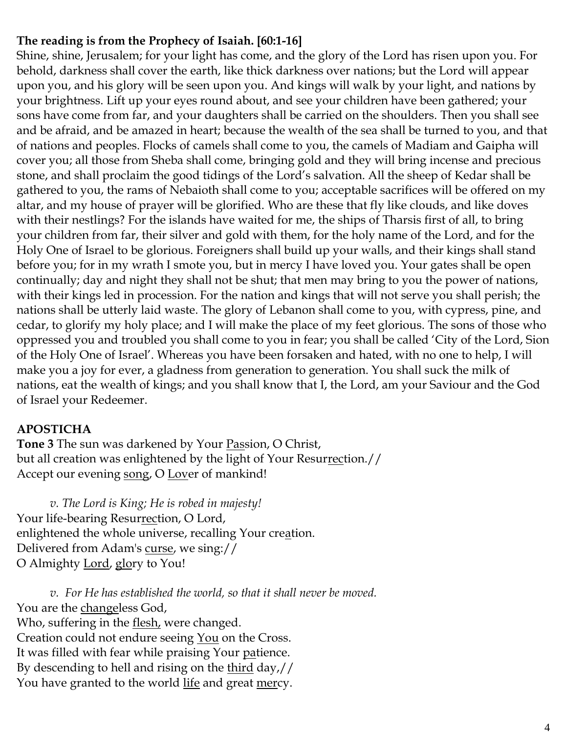**The reading is from the Prophecy of Isaiah. [60:1-16]**

Shine, shine, Jerusalem; for your light has come, and the glory of the Lord has risen upon you. For behold, darkness shall cover the earth, like thick darkness over nations; but the Lord will appear upon you, and his glory will be seen upon you. And kings will walk by your light, and nations by your brightness. Lift up your eyes round about, and see your children have been gathered; your sons have come from far, and your daughters shall be carried on the shoulders. Then you shall see and be afraid, and be amazed in heart; because the wealth of the sea shall be turned to you, and that of nations and peoples. Flocks of camels shall come to you, the camels of Madiam and Gaipha will cover you; all those from Sheba shall come, bringing gold and they will bring incense and precious stone, and shall proclaim the good tidings of the Lord's salvation. All the sheep of Kedar shall be gathered to you, the rams of Nebaioth shall come to you; acceptable sacrifices will be offered on my altar, and my house of prayer will be glorified. Who are these that fly like clouds, and like doves with their nestlings? For the islands have waited for me, the ships of Tharsis first of all, to bring your children from far, their silver and gold with them, for the holy name of the Lord, and for the Holy One of Israel to be glorious. Foreigners shall build up your walls, and their kings shall stand before you; for in my wrath I smote you, but in mercy I have loved you. Your gates shall be open continually; day and night they shall not be shut; that men may bring to you the power of nations, with their kings led in procession. For the nation and kings that will not serve you shall perish; the nations shall be utterly laid waste. The glory of Lebanon shall come to you, with cypress, pine, and cedar, to glorify my holy place; and I will make the place of my feet glorious. The sons of those who oppressed you and troubled you shall come to you in fear; you shall be called 'City of the Lord, Sion of the Holy One of Israel'. Whereas you have been forsaken and hated, with no one to help, I will make you a joy for ever, a gladness from generation to generation. You shall suck the milk of nations, eat the wealth of kings; and you shall know that I, the Lord, am your Saviour and the God of Israel your Redeemer.

**APOSTICHA**

**Tone 3** The sun was darkened by Your Passion, O Christ,
but all creation was enlightened by the light of Your Resurrection.//
Accept our evening song, O Lover of mankind!

*v. The Lord is King; He is robed in majesty!*

Your life-bearing Resurrection, O Lord,
enlightened the whole universe, recalling Your creation.
Delivered from Adam's curse, we sing://
O Almighty Lord, glory to You!

*v. For He has established the world, so that it shall never be moved.*

You are the changeless God,
Who, suffering in the flesh, were changed.
Creation could not endure seeing You on the Cross.
It was filled with fear while praising Your patience.
By descending to hell and rising on the third day,//
You have granted to the world life and great mercy.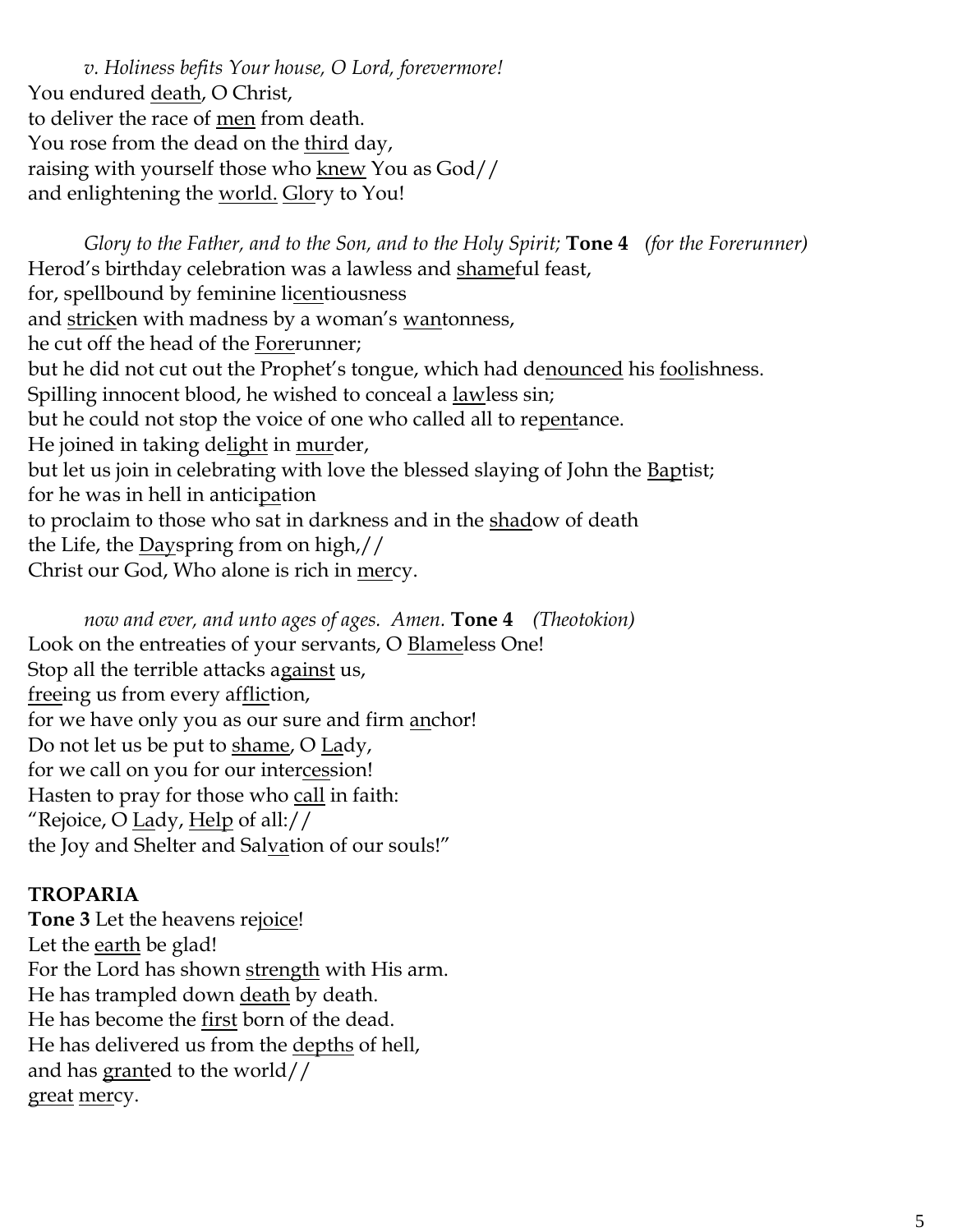*v. Holiness befits Your house, O Lord, forevermore!*
You endured <u>death</u>, O Christ,
to deliver the race of <u>men</u> from death.
You rose from the dead on the <u>third</u> day,
raising with yourself those who <u>knew</u> You as God//
and enlightening the <u>world.</u> <u>Glo</u>ry to You!

*Glory to the Father, and to the Son, and to the Holy Spirit;* **Tone 4** *(for the Forerunner)*
Herod's birthday celebration was a lawless and <u>shame</u>ful feast,
for, spellbound by feminine li<u>cen</u>tiousness
and <u>strick</u>en with madness by a woman's <u>wan</u>tonness,
he cut off the head of the <u>Fore</u>runner;
but he did not cut out the Prophet's tongue, which had de<u>nounced</u> his <u>fool</u>ishness.
Spilling innocent blood, he wished to conceal a <u>law</u>less sin;
but he could not stop the voice of one who called all to re<u>pent</u>ance.
He joined in taking de<u>light</u> in <u>mur</u>der,
but let us join in celebrating with love the blessed slaying of John the <u>Bap</u>tist;
for he was in hell in antici<u>pa</u>tion
to proclaim to those who sat in darkness and in the <u>shad</u>ow of death
the Life, the <u>Day</u>spring from on high,//
Christ our God, Who alone is rich in <u>mer</u>cy.

*now and ever, and unto ages of ages. Amen.* **Tone 4** *(Theotokion)*
Look on the entreaties of your servants, O <u>Blame</u>less One!
Stop all the terrible attacks a<u>gainst</u> us,
<u>free</u>ing us from every af<u>flic</u>tion,
for we have only you as our sure and firm <u>an</u>chor!
Do not let us be put to <u>shame</u>, O <u>La</u>dy,
for we call on you for our inter<u>ces</u>sion!
Hasten to pray for those who <u>call</u> in faith:
"Rejoice, O <u>La</u>dy, <u>Help</u> of all://
the Joy and Shelter and Sal<u>va</u>tion of our souls!"

**TROPARIA**

**Tone 3** Let the heavens re<u>joice</u>!
Let the <u>earth</u> be glad!
For the Lord has shown <u>strength</u> with His arm.
He has trampled down <u>death</u> by death.
He has become the <u>first</u> born of the dead.
He has delivered us from the <u>depths</u> of hell,
and has <u>grant</u>ed to the world//
<u>great</u> <u>mer</u>cy.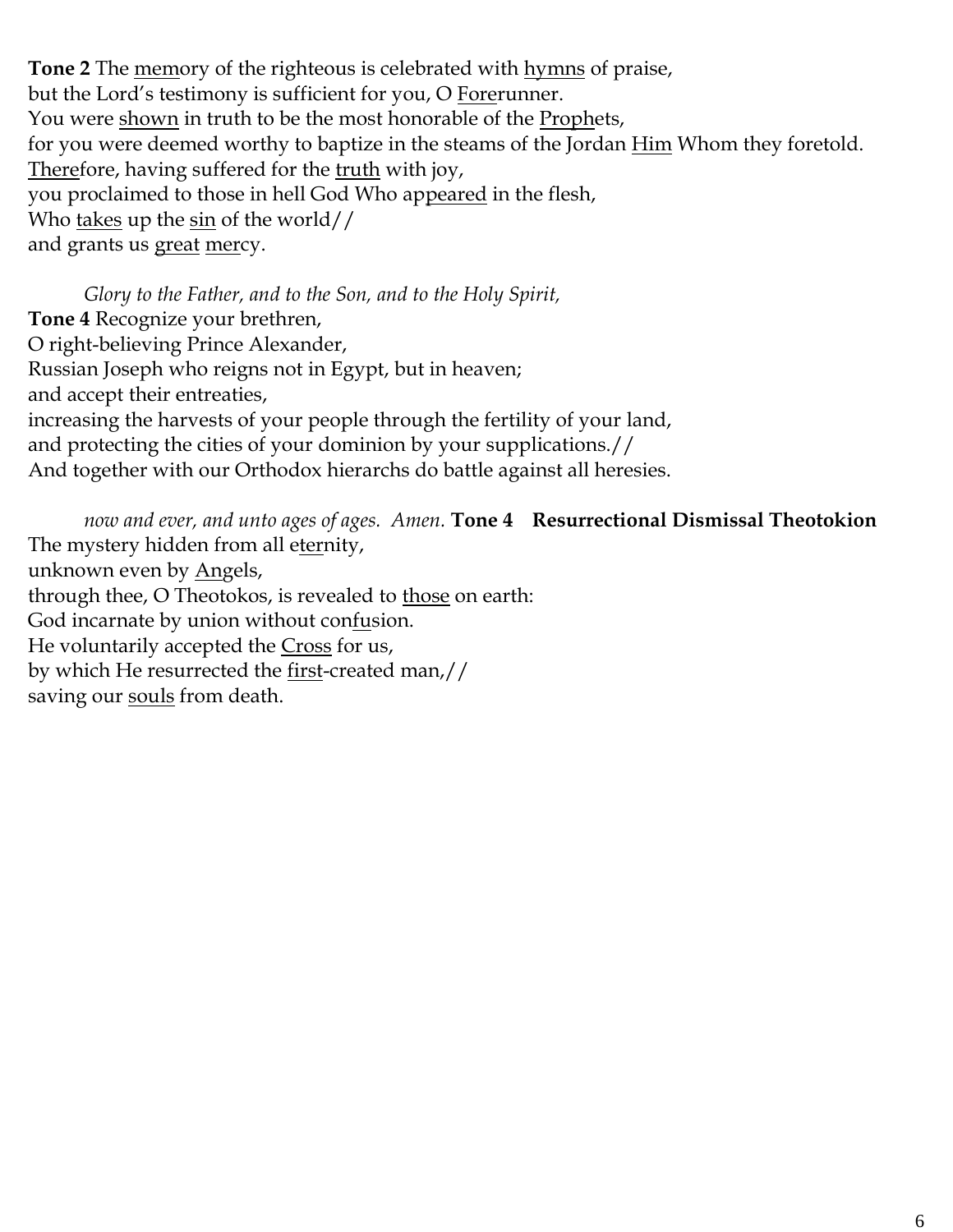**Tone 2** The memory of the righteous is celebrated with hymns of praise,
but the Lord's testimony is sufficient for you, O Forerunner.
You were shown in truth to be the most honorable of the Prophets,
for you were deemed worthy to baptize in the steams of the Jordan Him Whom they foretold.
Therefore, having suffered for the truth with joy,
you proclaimed to those in hell God Who appeared in the flesh,
Who takes up the sin of the world//
and grants us great mercy.

*Glory to the Father, and to the Son, and to the Holy Spirit,*
**Tone 4** Recognize your brethren,
O right-believing Prince Alexander,
Russian Joseph who reigns not in Egypt, but in heaven;
and accept their entreaties,
increasing the harvests of your people through the fertility of your land,
and protecting the cities of your dominion by your supplications.//
And together with our Orthodox hierarchs do battle against all heresies.

*now and ever, and unto ages of ages. Amen.* **Tone 4 Resurrectional Dismissal Theotokion**
The mystery hidden from all eternity,
unknown even by Angels,
through thee, O Theotokos, is revealed to those on earth:
God incarnate by union without confusion.
He voluntarily accepted the Cross for us,
by which He resurrected the first-created man,//
saving our souls from death.